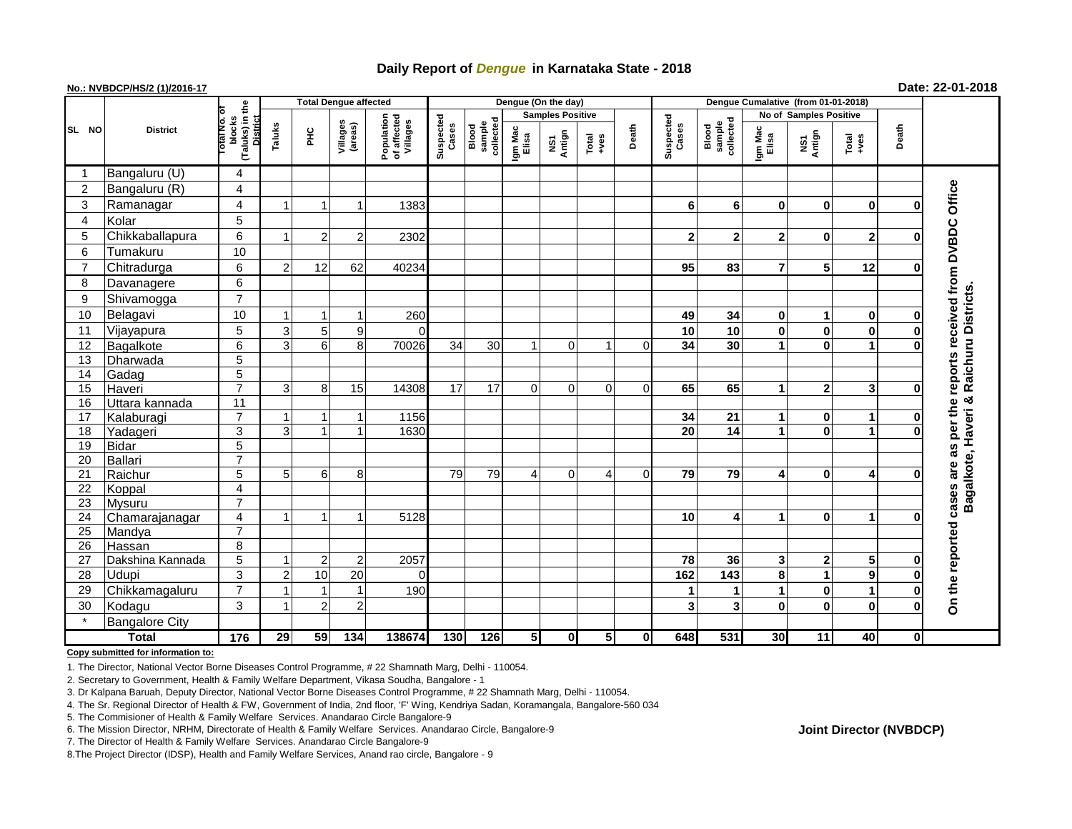# Daily Report of *Dengue* in Karnataka State - 2018

**No.: NVBDCP/HS/2 (1)/2016-17**

**Date: 22-01-2018**

| SL NO | District | Total No. of blocks (Taluks) in the District | Total Dengue affected | | | | Dengue (On the day) | | | | | | Dengue Cumalative (from 01-01-2018) | | | | | | |
|---|---|---|---|---|---|---|---|---|---|---|---|---|---|---|---|---|---|---|---|
| | | | Taluks | PHC | Villages (areas) | Population of affected Villages | Suspected Cases | Blood sample collected | Samples Positive | | | Death | Suspected Cases | Blood sample collected | No of Samples Positive | | | Death | |
| | | | | | | | | | Igm Mac Elisa | NS1 Antign | Total +ves | | | | Igm Mac Elisa | NS1 Antign | Total +ves | | |
| 1 | Bangaluru (U) | 4 | | | | | | | | | | | | | | | | | On the reported cases are as per the reports received from DVBDC Office Bagalkote, Haveri & Raichuru Districts. |
| 2 | Bangaluru (R) | 4 | | | | | | | | | | | | | | | | | |
| 3 | Ramanagar | 4 | 1 | 1 | 1 | 1383 | | | | | | | 6 | 6 | 0 | 0 | 0 | 0 | |
| 4 | Kolar | 5 | | | | | | | | | | | | | | | | | |
| 5 | Chikkaballapura | 6 | 1 | 2 | 2 | 2302 | | | | | | | 2 | 2 | 2 | 0 | 2 | 0 | |
| 6 | Tumakuru | 10 | | | | | | | | | | | | | | | | | |
| 7 | Chitradurga | 6 | 2 | 12 | 62 | 40234 | | | | | | | 95 | 83 | 7 | 5 | 12 | 0 | |
| 8 | Davanagere | 6 | | | | | | | | | | | | | | | | | |
| 9 | Shivamogga | 7 | | | | | | | | | | | | | | | | | |
| 10 | Belagavi | 10 | 1 | 1 | 1 | 260 | | | | | | | 49 | 34 | 0 | 1 | 0 | 0 | |
| 11 | Vijayapura | 5 | 3 | 5 | 9 | 0 | | | | | | | 10 | 10 | 0 | 0 | 0 | 0 | |
| 12 | Bagalkote | 6 | 3 | 6 | 8 | 70026 | 34 | 30 | 1 | 0 | 1 | 0 | 34 | 30 | 1 | 0 | 1 | 0 | |
| 13 | Dharwada | 5 | | | | | | | | | | | | | | | | | |
| 14 | Gadag | 5 | | | | | | | | | | | | | | | | | |
| 15 | Haveri | 7 | 3 | 8 | 15 | 14308 | 17 | 17 | 0 | 0 | 0 | 0 | 65 | 65 | 1 | 2 | 3 | 0 | |
| 16 | Uttara kannada | 11 | | | | | | | | | | | | | | | | | |
| 17 | Kalaburagi | 7 | 1 | 1 | 1 | 1156 | | | | | | | 34 | 21 | 1 | 0 | 1 | 0 | |
| 18 | Yadageri | 3 | 3 | 1 | 1 | 1630 | | | | | | | 20 | 14 | 1 | 0 | 1 | 0 | |
| 19 | Bidar | 5 | | | | | | | | | | | | | | | | | |
| 20 | Ballari | 7 | | | | | | | | | | | | | | | | | |
| 21 | Raichur | 5 | 5 | 6 | 8 | | 79 | 79 | 4 | 0 | 4 | 0 | 79 | 79 | 4 | 0 | 4 | 0 | |
| 22 | Koppal | 4 | | | | | | | | | | | | | | | | | |
| 23 | Mysuru | 7 | | | | | | | | | | | | | | | | | |
| 24 | Chamarajanagar | 4 | 1 | 1 | 1 | 5128 | | | | | | | 10 | 4 | 1 | 0 | 1 | 0 | |
| 25 | Mandya | 7 | | | | | | | | | | | | | | | | | |
| 26 | Hassan | 8 | | | | | | | | | | | | | | | | | |
| 27 | Dakshina Kannada | 5 | 1 | 2 | 2 | 2057 | | | | | | | 78 | 36 | 3 | 2 | 5 | 0 | |
| 28 | Udupi | 3 | 2 | 10 | 20 | 0 | | | | | | | 162 | 143 | 8 | 1 | 9 | 0 | |
| 29 | Chikkamagaluru | 7 | 1 | 1 | 1 | 190 | | | | | | | 1 | 1 | 1 | 0 | 1 | 0 | |
| 30 | Kodagu | 3 | 1 | 2 | 2 | | | | | | | | 3 | 3 | 0 | 0 | 0 | 0 | |
| * | Bangalore City | | | | | | | | | | | | | | | | | | |
| | **Total** | **176** | **29** | **59** | **134** | **138674** | **130** | **126** | **5** | **0** | **5** | **0** | **648** | **531** | **30** | **11** | **40** | **0** | |

**Copy submitted for information to:**

1. The Director, National Vector Borne Diseases Control Programme, # 22 Shamnath Marg, Delhi - 110054.
2. Secretary to Government, Health & Family Welfare Department, Vikasa Soudha, Bangalore - 1
3. Dr Kalpana Baruah, Deputy Director, National Vector Borne Diseases Control Programme, # 22 Shamnath Marg, Delhi - 110054.
4. The Sr. Regional Director of Health & FW, Government of India, 2nd floor, 'F' Wing, Kendriya Sadan, Koramangala, Bangalore-560 034
5. The Commisioner of Health & Family Welfare Services. Anandarao Circle Bangalore-9
6. The Mission Director, NRHM, Directorate of Health & Family Welfare Services. Anandarao Circle, Bangalore-9
7. The Director of Health & Family Welfare Services. Anandarao Circle Bangalore-9
8. The Project Director (IDSP), Health and Family Welfare Services, Anand rao circle, Bangalore - 9

**Joint Director (NVBDCP)**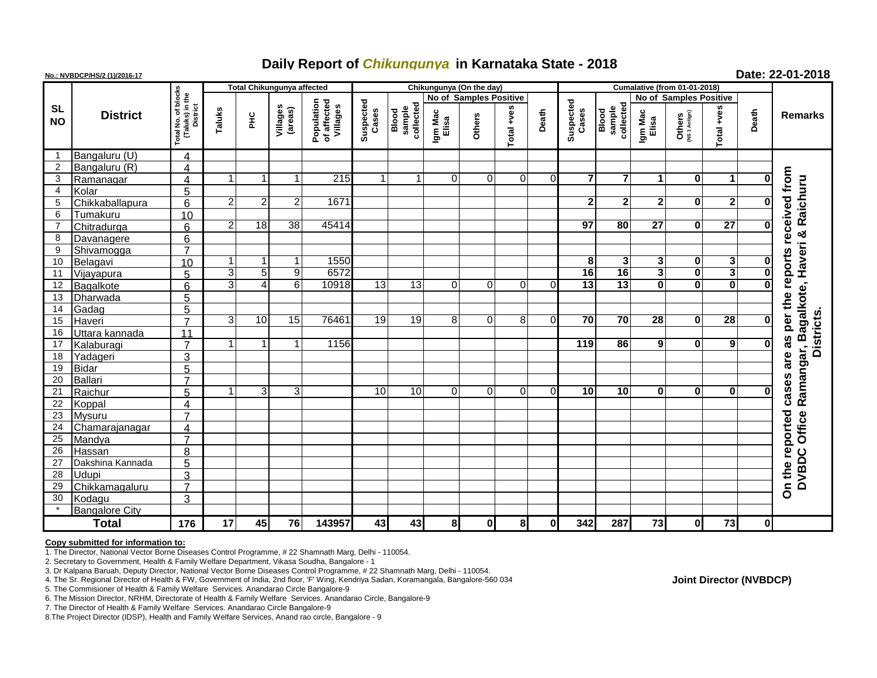# Daily Report of *Chikungunya* in Karnataka State - 2018

**No.: NVBDCP/HS/2 (1)/2016-17**

**Date: 22-01-2018**

| SL NO | District | Total No. of blocks (Taluks) in the District | Total Chikungunya affected | | | | Chikungunya (On the day) | | | | | | Cumalative (from 01-01-2018) | | | | | | Remarks |
|---|---|---|---|---|---|---|---|---|---|---|---|---|---|---|---|---|---|---|---|
| | | | Taluks | PHC | Villages (areas) | Population of affected Villages | Suspected Cases | Blood sample collected | No of Samples Positive | | | Death | Suspected Cases | Blood sample collected | No of Samples Positive | | | Death | |
| | | | | | | | | | Igm Mac Elisa | Others | Total +ves | | | | Igm Mac Elisa | Others (NS 1 Antign) | Total +ves | | |
| 1 | Bangaluru (U) | 4 | | | | | | | | | | | | | | | | | On the reported cases are as per the reports received from DVBDC Office Ramangar, Bagalkote, Haveri & Raichuru Districts. |
| 2 | Bangaluru (R) | 4 | | | | | | | | | | | | | | | | | |
| 3 | Ramanagar | 4 | 1 | 1 | 1 | 215 | 1 | 1 | 0 | 0 | 0 | 0 | 7 | 7 | 1 | 0 | 1 | 0 | |
| 4 | Kolar | 5 | | | | | | | | | | | | | | | | | |
| 5 | Chikkaballapura | 6 | 2 | 2 | 2 | 1671 | | | | | | | 2 | 2 | 2 | 0 | 2 | 0 | |
| 6 | Tumakuru | 10 | | | | | | | | | | | | | | | | | |
| 7 | Chitradurga | 6 | 2 | 18 | 38 | 45414 | | | | | | | 97 | 80 | 27 | 0 | 27 | 0 | |
| 8 | Davanagere | 6 | | | | | | | | | | | | | | | | | |
| 9 | Shivamogga | 7 | | | | | | | | | | | | | | | | | |
| 10 | Belagavi | 10 | 1 | 1 | 1 | 1550 | | | | | | | 8 | 3 | 3 | 0 | 3 | 0 | |
| 11 | Vijayapura | 5 | 3 | 5 | 9 | 6572 | | | | | | | 16 | 16 | 3 | 0 | 3 | 0 | |
| 12 | Bagalkote | 6 | 3 | 4 | 6 | 10918 | 13 | 13 | 0 | 0 | 0 | 0 | 13 | 13 | 0 | 0 | 0 | 0 | |
| 13 | Dharwada | 5 | | | | | | | | | | | | | | | | | |
| 14 | Gadag | 5 | | | | | | | | | | | | | | | | | |
| 15 | Haveri | 7 | 3 | 10 | 15 | 76461 | 19 | 19 | 8 | 0 | 8 | 0 | 70 | 70 | 28 | 0 | 28 | 0 | |
| 16 | Uttara kannada | 11 | | | | | | | | | | | | | | | | | |
| 17 | Kalaburagi | 7 | 1 | 1 | 1 | 1156 | | | | | | | 119 | 86 | 9 | 0 | 9 | 0 | |
| 18 | Yadageri | 3 | | | | | | | | | | | | | | | | | |
| 19 | Bidar | 5 | | | | | | | | | | | | | | | | | |
| 20 | Ballari | 7 | | | | | | | | | | | | | | | | | |
| 21 | Raichur | 5 | 1 | 3 | 3 | | 10 | 10 | 0 | 0 | 0 | 0 | 10 | 10 | 0 | 0 | 0 | 0 | |
| 22 | Koppal | 4 | | | | | | | | | | | | | | | | | |
| 23 | Mysuru | 7 | | | | | | | | | | | | | | | | | |
| 24 | Chamarajanagar | 4 | | | | | | | | | | | | | | | | | |
| 25 | Mandya | 7 | | | | | | | | | | | | | | | | | |
| 26 | Hassan | 8 | | | | | | | | | | | | | | | | | |
| 27 | Dakshina Kannada | 5 | | | | | | | | | | | | | | | | | |
| 28 | Udupi | 3 | | | | | | | | | | | | | | | | | |
| 29 | Chikkamagaluru | 7 | | | | | | | | | | | | | | | | | |
| 30 | Kodagu | 3 | | | | | | | | | | | | | | | | | |
| * | Bangalore City | | | | | | | | | | | | | | | | | | |
| | **Total** | **176** | **17** | **45** | **76** | **143957** | **43** | **43** | **8** | **0** | **8** | **0** | **342** | **287** | **73** | **0** | **73** | **0** | |

**Copy submitted for information to:**

1. The Director, National Vector Borne Diseases Control Programme, # 22 Shamnath Marg, Delhi - 110054.
2. Secretary to Government, Health & Family Welfare Department, Vikasa Soudha, Bangalore - 1
3. Dr Kalpana Baruah, Deputy Director, National Vector Borne Diseases Control Programme, # 22 Shamnath Marg, Delhi - 110054.
4. The Sr. Regional Director of Health & FW, Government of India, 2nd floor, 'F' Wing, Kendriya Sadan, Koramangala, Bangalore-560 034
5. The Commisioner of Health & Family Welfare Services. Anandarao Circle Bangalore-9
6. The Mission Director, NRHM, Directorate of Health & Family Welfare Services. Anandarao Circle, Bangalore-9
7. The Director of Health & Family Welfare Services. Anandarao Circle Bangalore-9
8. The Project Director (IDSP), Health and Family Welfare Services, Anand rao circle, Bangalore - 9

**Joint Director (NVBDCP)**